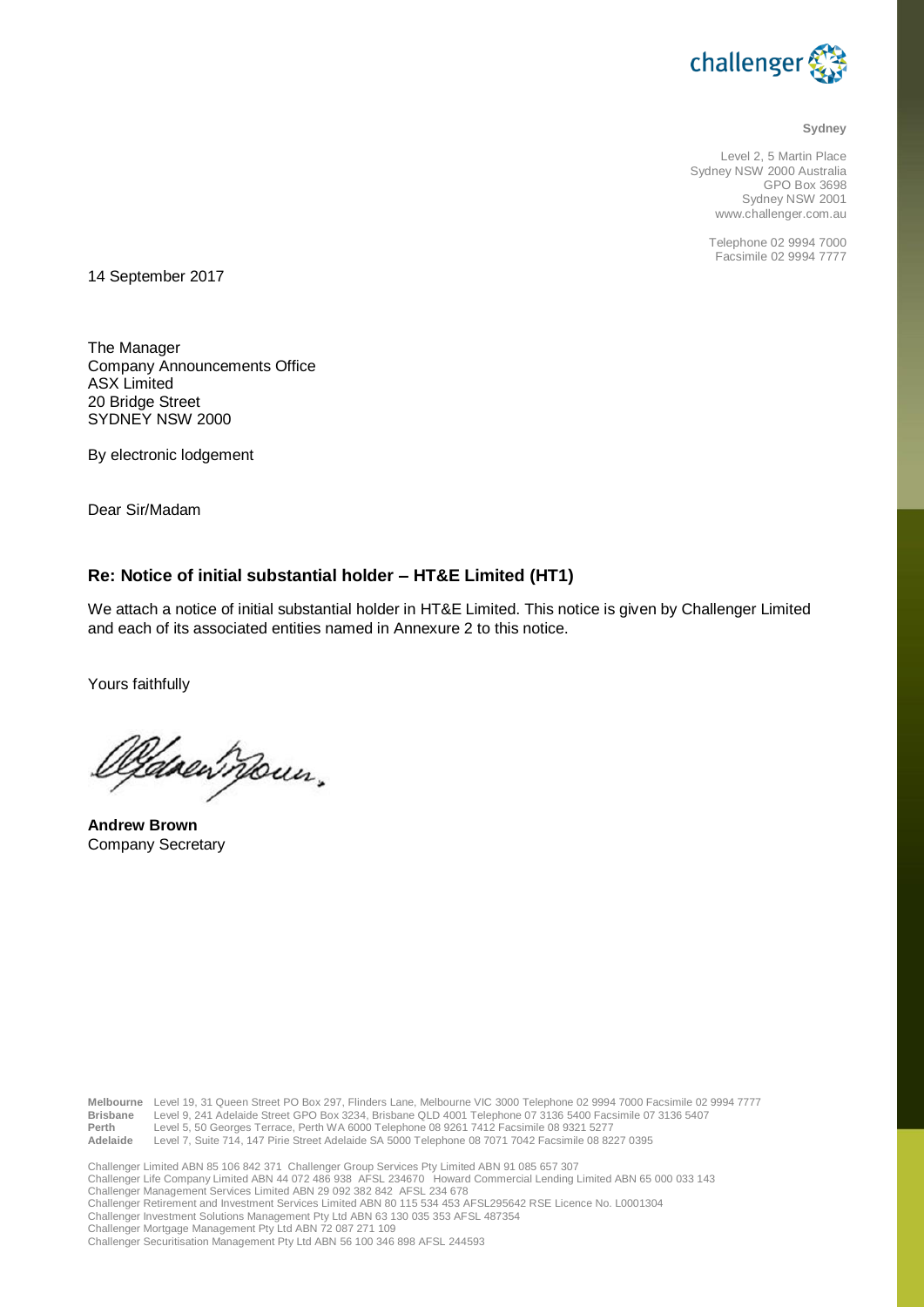**Sydney**

Level 2, 5 Martin Place
Sydney NSW 2000 Australia
GPO Box 3698
Sydney NSW 2001
www.challenger.com.au

Telephone 02 9994 7000
Facsimile 02 9994 7777

14 September 2017

The Manager
Company Announcements Office
ASX Limited
20 Bridge Street
SYDNEY NSW 2000

By electronic lodgement

Dear Sir/Madam

## Re: Notice of initial substantial holder – HT&E Limited (HT1)

We attach a notice of initial substantial holder in HT&E Limited. This notice is given by Challenger Limited and each of its associated entities named in Annexure 2 to this notice.

Yours faithfully

**Andrew Brown**
Company Secretary

**Melbourne** Level 19, 31 Queen Street PO Box 297, Flinders Lane, Melbourne VIC 3000 Telephone 02 9994 7000 Facsimile 02 9994 7777
**Brisbane** Level 9, 241 Adelaide Street GPO Box 3234, Brisbane QLD 4001 Telephone 07 3136 5400 Facsimile 07 3136 5407
**Perth** Level 5, 50 Georges Terrace, Perth WA 6000 Telephone 08 9261 7412 Facsimile 08 9321 5277
**Adelaide** Level 7, Suite 714, 147 Pirie Street Adelaide SA 5000 Telephone 08 7071 7042 Facsimile 08 8227 0395

Challenger Limited ABN 85 106 842 371 Challenger Group Services Pty Limited ABN 91 085 657 307
Challenger Life Company Limited ABN 44 072 486 938 AFSL 234670 Howard Commercial Lending Limited ABN 65 000 033 143
Challenger Management Services Limited ABN 29 092 382 842 AFSL 234 678
Challenger Retirement and Investment Services Limited ABN 80 115 534 453 AFSL295642 RSE Licence No. L0001304
Challenger Investment Solutions Management Pty Ltd ABN 63 130 035 353 AFSL 487354
Challenger Mortgage Management Pty Ltd ABN 72 087 271 109
Challenger Securitisation Management Pty Ltd ABN 56 100 346 898 AFSL 244593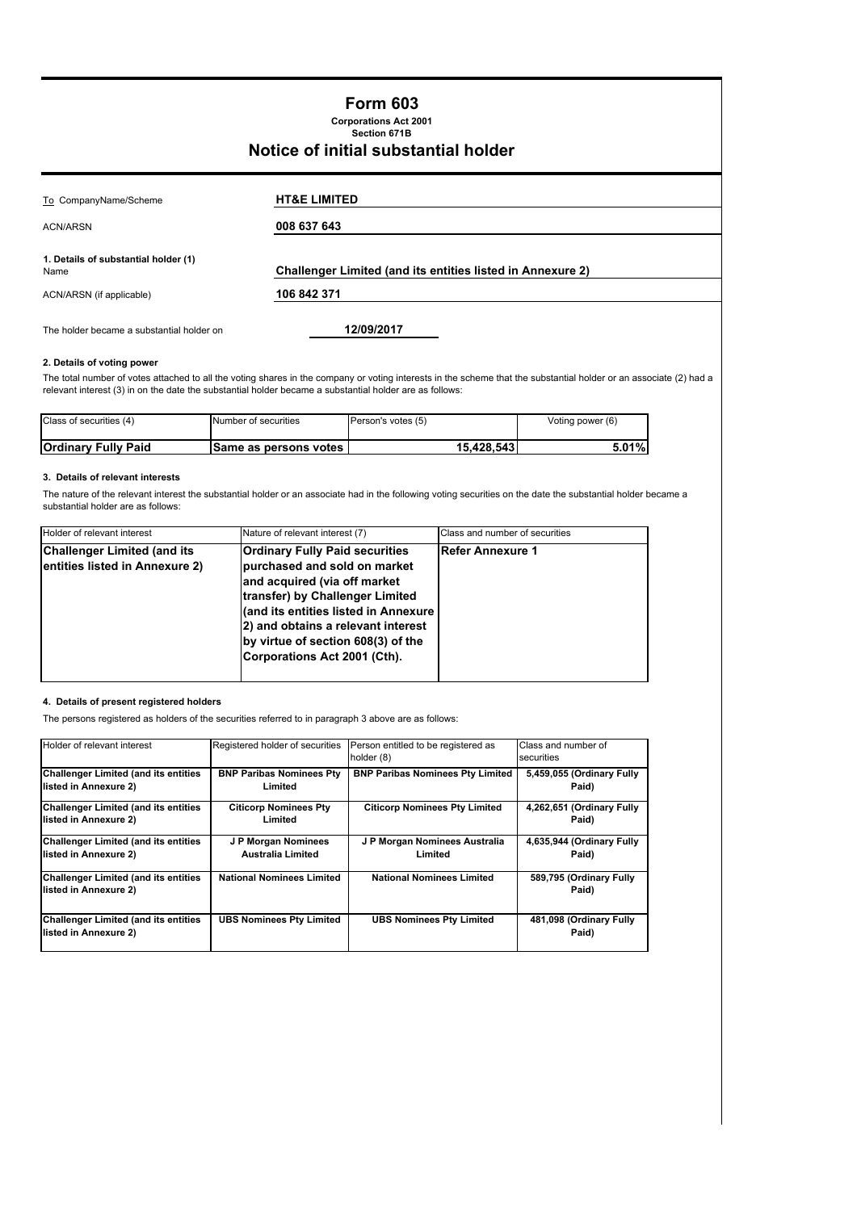# Form 603

**Corporations Act 2001**
**Section 671B**

## Notice of initial substantial holder

| | |
|---|---|
| To CompanyName/Scheme | **HT&E LIMITED** |
| ACN/ARSN | **008 637 643** |
| **1. Details of substantial holder (1)** Name | **Challenger Limited (and its entities listed in Annexure 2)** |
| ACN/ARSN (if applicable) | **106 842 371** |
| The holder became a substantial holder on | **12/09/2017** |

#### 2. Details of voting power

The total number of votes attached to all the voting shares in the company or voting interests in the scheme that the substantial holder or an associate (2) had a relevant interest (3) in on the date the substantial holder became a substantial holder are as follows:

| Class of securities (4) | Number of securities | Person's votes (5) | Voting power (6) |
|---|---|---|---|
| **Ordinary Fully Paid** | **Same as persons votes** | **15,428,543** | **5.01%** |

#### 3. Details of relevant interests

The nature of the relevant interest the substantial holder or an associate had in the following voting securities on the date the substantial holder became a substantial holder are as follows:

| Holder of relevant interest | Nature of relevant interest (7) | Class and number of securities |
|---|---|---|
| **Challenger Limited (and its entities listed in Annexure 2)** | **Ordinary Fully Paid securities purchased and sold on market and acquired (via off market transfer) by Challenger Limited (and its entities listed in Annexure 2) and obtains a relevant interest by virtue of section 608(3) of the Corporations Act 2001 (Cth).** | **Refer Annexure 1** |

#### 4. Details of present registered holders

The persons registered as holders of the securities referred to in paragraph 3 above are as follows:

| Holder of relevant interest | Registered holder of securities | Person entitled to be registered as holder (8) | Class and number of securities |
|---|---|---|---|
| **Challenger Limited (and its entities listed in Annexure 2)** | **BNP Paribas Nominees Pty Limited** | **BNP Paribas Nominees Pty Limited** | **5,459,055 (Ordinary Fully Paid)** |
| **Challenger Limited (and its entities listed in Annexure 2)** | **Citicorp Nominees Pty Limited** | **Citicorp Nominees Pty Limited** | **4,262,651 (Ordinary Fully Paid)** |
| **Challenger Limited (and its entities listed in Annexure 2)** | **J P Morgan Nominees Australia Limited** | **J P Morgan Nominees Australia Limited** | **4,635,944 (Ordinary Fully Paid)** |
| **Challenger Limited (and its entities listed in Annexure 2)** | **National Nominees Limited** | **National Nominees Limited** | **589,795 (Ordinary Fully Paid)** |
| **Challenger Limited (and its entities listed in Annexure 2)** | **UBS Nominees Pty Limited** | **UBS Nominees Pty Limited** | **481,098 (Ordinary Fully Paid)** |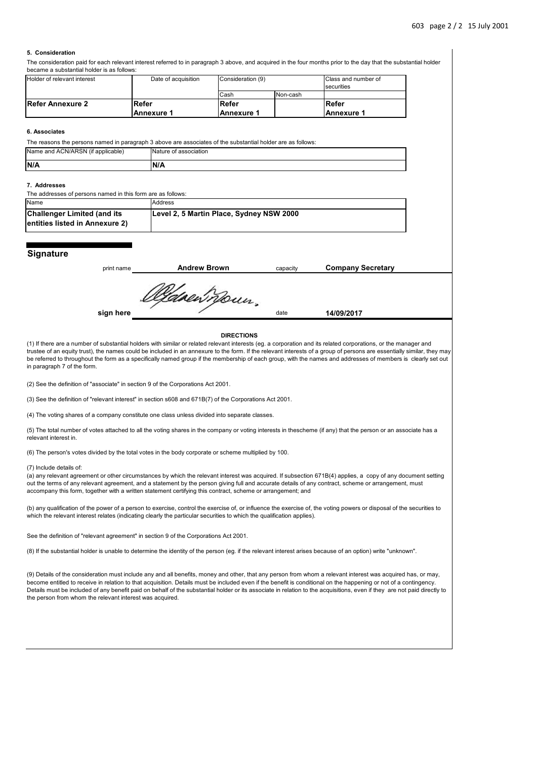**5. Consideration**

The consideration paid for each relevant interest referred to in paragraph 3 above, and acquired in the four months prior to the day that the substantial holder became a substantial holder is as follows:

| Holder of relevant interest | Date of acquisition | Consideration (9) | | Class and number of securities |
|---|---|---|---|---|
| | | Cash | Non-cash | |
| **Refer Annexure 2** | **Refer Annexure 1** | **Refer Annexure 1** | | **Refer Annexure 1** |

**6. Associates**

The reasons the persons named in paragraph 3 above are associates of the substantial holder are as follows:

| Name and ACN/ARSN (if applicable) | Nature of association |
|---|---|
| **N/A** | **N/A** |

**7. Addresses**

The addresses of persons named in this form are as follows:

| Name | Address |
|---|---|
| **Challenger Limited (and its entities listed in Annexure 2)** | **Level 2, 5 Martin Place, Sydney NSW 2000** |

## Signature

print name **Andrew Brown** capacity **Company Secretary**

sign here [signature] date **14/09/2017**

**DIRECTIONS**

(1) If there are a number of substantial holders with similar or related relevant interests (eg. a corporation and its related corporations, or the manager and trustee of an equity trust), the names could be included in an annexure to the form. If the relevant interests of a group of persons are essentially similar, they may be referred to throughout the form as a specifically named group if the membership of each group, with the names and addresses of members is clearly set out in paragraph 7 of the form.

(2) See the definition of "associate" in section 9 of the Corporations Act 2001.

(3) See the definition of "relevant interest" in section s608 and 671B(7) of the Corporations Act 2001.

(4) The voting shares of a company constitute one class unless divided into separate classes.

(5) The total number of votes attached to all the voting shares in the company or voting interests in thescheme (if any) that the person or an associate has a relevant interest in.

(6) The person's votes divided by the total votes in the body corporate or scheme multiplied by 100.

(7) Include details of:
(a) any relevant agreement or other circumstances by which the relevant interest was acquired. If subsection 671B(4) applies, a copy of any document setting out the terms of any relevant agreement, and a statement by the person giving full and accurate details of any contract, scheme or arrangement, must accompany this form, together with a written statement certifying this contract, scheme or arrangement; and

(b) any qualification of the power of a person to exercise, control the exercise of, or influence the exercise of, the voting powers or disposal of the securities to which the relevant interest relates (indicating clearly the particular securities to which the qualification applies).

See the definition of "relevant agreement" in section 9 of the Corporations Act 2001.

(8) If the substantial holder is unable to determine the identity of the person (eg. if the relevant interest arises because of an option) write "unknown".

(9) Details of the consideration must include any and all benefits, money and other, that any person from whom a relevant interest was acquired has, or may, become entitled to receive in relation to that acquisition. Details must be included even if the benefit is conditional on the happening or not of a contingency. Details must be included of any benefit paid on behalf of the substantial holder or its associate in relation to the acquisitions, even if they are not paid directly to the person from whom the relevant interest was acquired.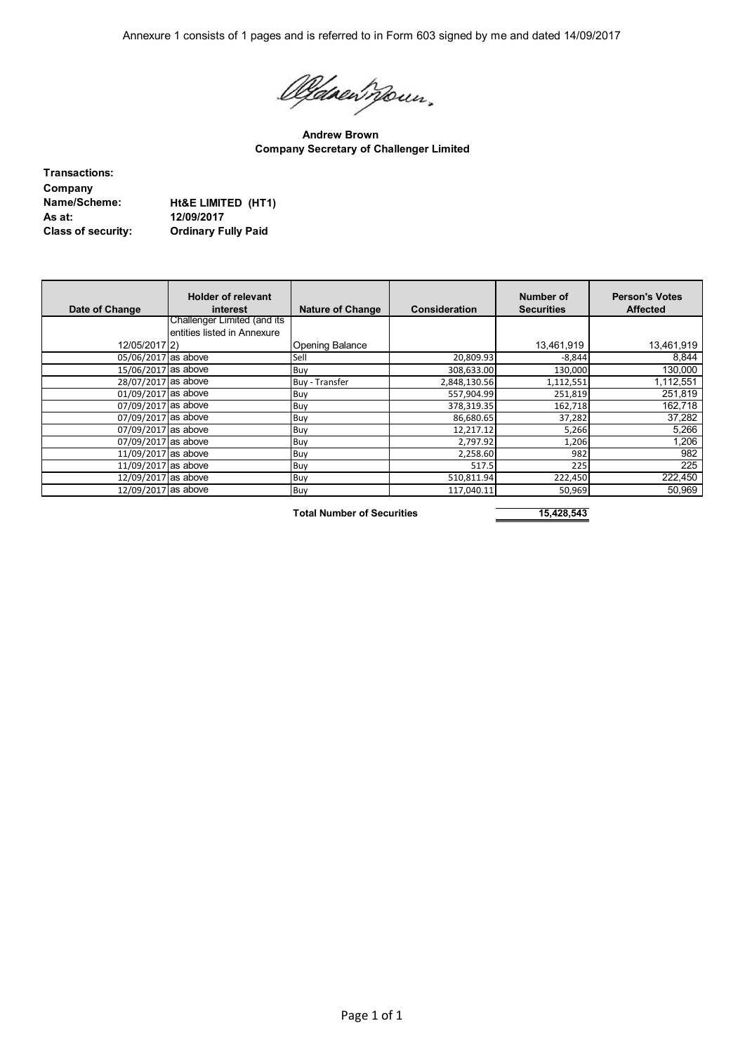Annexure 1 consists of 1 pages and is referred to in Form 603 signed by me and dated 14/09/2017

**Andrew Brown**
**Company Secretary of Challenger Limited**

**Transactions:**

| | |
|---|---|
| **Company Name/Scheme:** | **Ht&E LIMITED (HT1)** |
| **As at:** | **12/09/2017** |
| **Class of security:** | **Ordinary Fully Paid** |

| Date of Change | Holder of relevant interest | Nature of Change | Consideration | Number of Securities | Person's Votes Affected |
|---|---|---|---|---|---|
| 12/05/2017 | Challenger Limited (and its entities listed in Annexure 2) | Opening Balance | | 13,461,919 | 13,461,919 |
| 05/06/2017 | as above | Sell | 20,809.93 | -8,844 | 8,844 |
| 15/06/2017 | as above | Buy | 308,633.00 | 130,000 | 130,000 |
| 28/07/2017 | as above | Buy - Transfer | 2,848,130.56 | 1,112,551 | 1,112,551 |
| 01/09/2017 | as above | Buy | 557,904.99 | 251,819 | 251,819 |
| 07/09/2017 | as above | Buy | 378,319.35 | 162,718 | 162,718 |
| 07/09/2017 | as above | Buy | 86,680.65 | 37,282 | 37,282 |
| 07/09/2017 | as above | Buy | 12,217.12 | 5,266 | 5,266 |
| 07/09/2017 | as above | Buy | 2,797.92 | 1,206 | 1,206 |
| 11/09/2017 | as above | Buy | 2,258.60 | 982 | 982 |
| 11/09/2017 | as above | Buy | 517.5 | 225 | 225 |
| 12/09/2017 | as above | Buy | 510,811.94 | 222,450 | 222,450 |
| 12/09/2017 | as above | Buy | 117,040.11 | 50,969 | 50,969 |
| | | **Total Number of Securities** | | **15,428,543** | |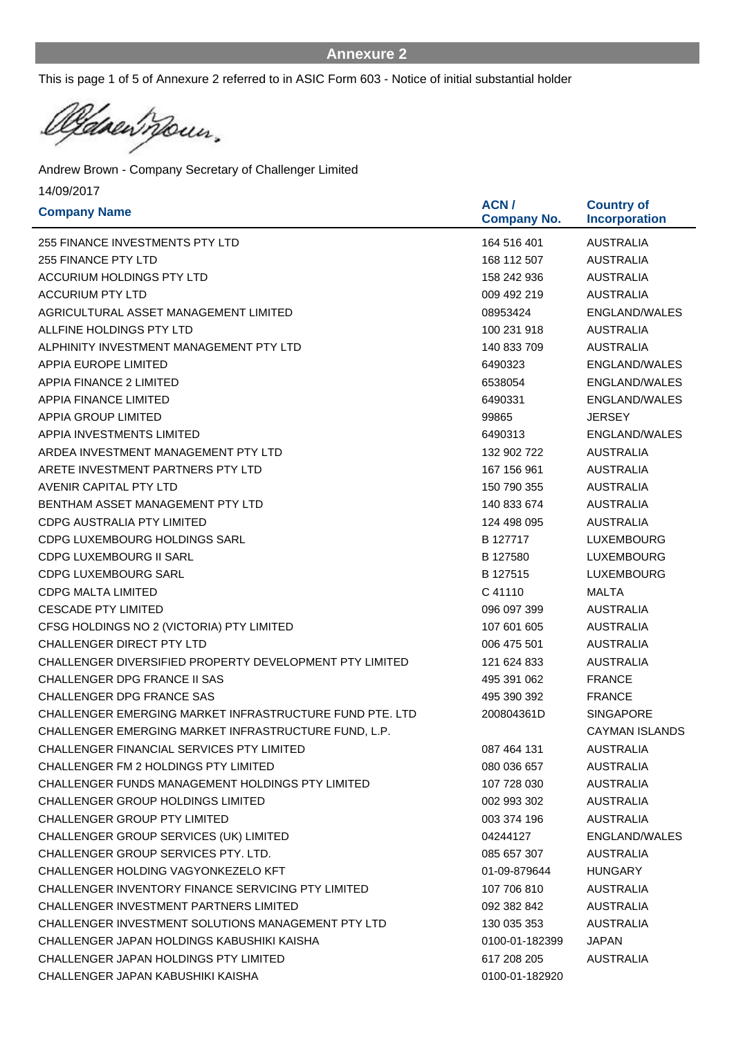## Annexure 2

This is page 1 of 5 of Annexure 2 referred to in ASIC Form 603 - Notice of initial substantial holder

Andrew Brown - Company Secretary of Challenger Limited

14/09/2017

| Company Name | ACN / Company No. | Country of Incorporation |
|---|---|---|
| 255 FINANCE INVESTMENTS PTY LTD | 164 516 401 | AUSTRALIA |
| 255 FINANCE PTY LTD | 168 112 507 | AUSTRALIA |
| ACCURIUM HOLDINGS PTY LTD | 158 242 936 | AUSTRALIA |
| ACCURIUM PTY LTD | 009 492 219 | AUSTRALIA |
| AGRICULTURAL ASSET MANAGEMENT LIMITED | 08953424 | ENGLAND/WALES |
| ALLFINE HOLDINGS PTY LTD | 100 231 918 | AUSTRALIA |
| ALPHINITY INVESTMENT MANAGEMENT PTY LTD | 140 833 709 | AUSTRALIA |
| APPIA EUROPE LIMITED | 6490323 | ENGLAND/WALES |
| APPIA FINANCE 2 LIMITED | 6538054 | ENGLAND/WALES |
| APPIA FINANCE LIMITED | 6490331 | ENGLAND/WALES |
| APPIA GROUP LIMITED | 99865 | JERSEY |
| APPIA INVESTMENTS LIMITED | 6490313 | ENGLAND/WALES |
| ARDEA INVESTMENT MANAGEMENT PTY LTD | 132 902 722 | AUSTRALIA |
| ARETE INVESTMENT PARTNERS PTY LTD | 167 156 961 | AUSTRALIA |
| AVENIR CAPITAL PTY LTD | 150 790 355 | AUSTRALIA |
| BENTHAM ASSET MANAGEMENT PTY LTD | 140 833 674 | AUSTRALIA |
| CDPG AUSTRALIA PTY LIMITED | 124 498 095 | AUSTRALIA |
| CDPG LUXEMBOURG HOLDINGS SARL | B 127717 | LUXEMBOURG |
| CDPG LUXEMBOURG II SARL | B 127580 | LUXEMBOURG |
| CDPG LUXEMBOURG SARL | B 127515 | LUXEMBOURG |
| CDPG MALTA LIMITED | C 41110 | MALTA |
| CESCADE PTY LIMITED | 096 097 399 | AUSTRALIA |
| CFSG HOLDINGS NO 2 (VICTORIA) PTY LIMITED | 107 601 605 | AUSTRALIA |
| CHALLENGER DIRECT PTY LTD | 006 475 501 | AUSTRALIA |
| CHALLENGER DIVERSIFIED PROPERTY DEVELOPMENT PTY LIMITED | 121 624 833 | AUSTRALIA |
| CHALLENGER DPG FRANCE II SAS | 495 391 062 | FRANCE |
| CHALLENGER DPG FRANCE SAS | 495 390 392 | FRANCE |
| CHALLENGER EMERGING MARKET INFRASTRUCTURE FUND PTE. LTD | 200804361D | SINGAPORE |
| CHALLENGER EMERGING MARKET INFRASTRUCTURE FUND, L.P. | | CAYMAN ISLANDS |
| CHALLENGER FINANCIAL SERVICES PTY LIMITED | 087 464 131 | AUSTRALIA |
| CHALLENGER FM 2 HOLDINGS PTY LIMITED | 080 036 657 | AUSTRALIA |
| CHALLENGER FUNDS MANAGEMENT HOLDINGS PTY LIMITED | 107 728 030 | AUSTRALIA |
| CHALLENGER GROUP HOLDINGS LIMITED | 002 993 302 | AUSTRALIA |
| CHALLENGER GROUP PTY LIMITED | 003 374 196 | AUSTRALIA |
| CHALLENGER GROUP SERVICES (UK) LIMITED | 04244127 | ENGLAND/WALES |
| CHALLENGER GROUP SERVICES PTY. LTD. | 085 657 307 | AUSTRALIA |
| CHALLENGER HOLDING VAGYONKEZELO KFT | 01-09-879644 | HUNGARY |
| CHALLENGER INVENTORY FINANCE SERVICING PTY LIMITED | 107 706 810 | AUSTRALIA |
| CHALLENGER INVESTMENT PARTNERS LIMITED | 092 382 842 | AUSTRALIA |
| CHALLENGER INVESTMENT SOLUTIONS MANAGEMENT PTY LTD | 130 035 353 | AUSTRALIA |
| CHALLENGER JAPAN HOLDINGS KABUSHIKI KAISHA | 0100-01-182399 | JAPAN |
| CHALLENGER JAPAN HOLDINGS PTY LIMITED | 617 208 205 | AUSTRALIA |
| CHALLENGER JAPAN KABUSHIKI KAISHA | 0100-01-182920 | |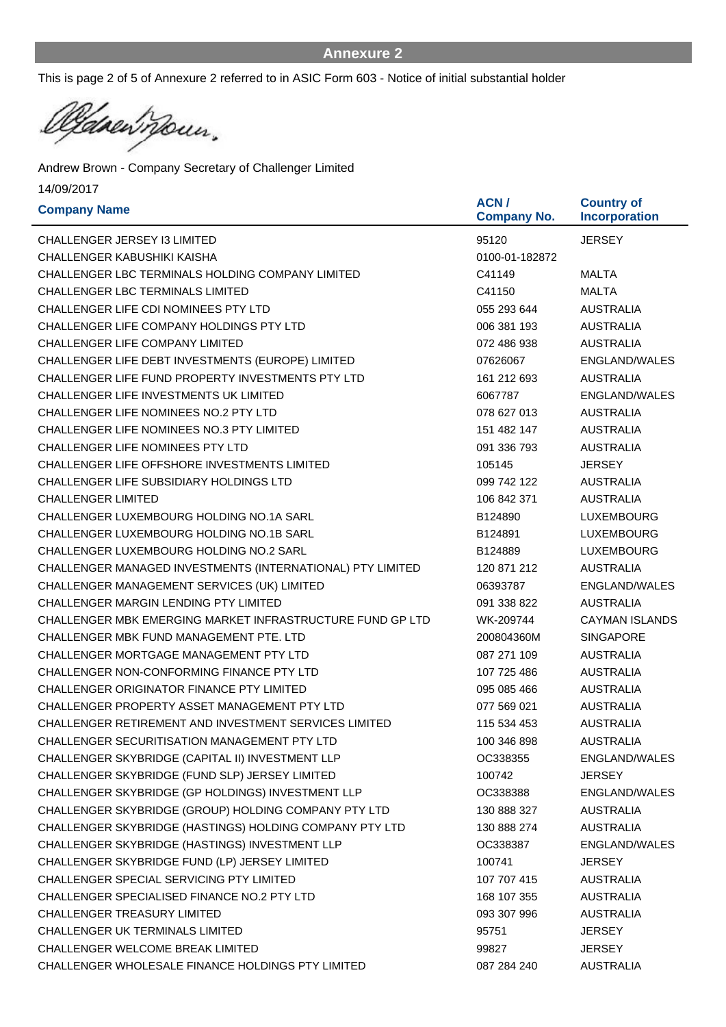## Annexure 2

This is page 2 of 5 of Annexure 2 referred to in ASIC Form 603 - Notice of initial substantial holder

Andrew Brown - Company Secretary of Challenger Limited

14/09/2017

| Company Name | ACN / Company No. | Country of Incorporation |
|---|---|---|
| CHALLENGER JERSEY I3 LIMITED | 95120 | JERSEY |
| CHALLENGER KABUSHIKI KAISHA | 0100-01-182872 | |
| CHALLENGER LBC TERMINALS HOLDING COMPANY LIMITED | C41149 | MALTA |
| CHALLENGER LBC TERMINALS LIMITED | C41150 | MALTA |
| CHALLENGER LIFE CDI NOMINEES PTY LTD | 055 293 644 | AUSTRALIA |
| CHALLENGER LIFE COMPANY HOLDINGS PTY LTD | 006 381 193 | AUSTRALIA |
| CHALLENGER LIFE COMPANY LIMITED | 072 486 938 | AUSTRALIA |
| CHALLENGER LIFE DEBT INVESTMENTS (EUROPE) LIMITED | 07626067 | ENGLAND/WALES |
| CHALLENGER LIFE FUND PROPERTY INVESTMENTS PTY LTD | 161 212 693 | AUSTRALIA |
| CHALLENGER LIFE INVESTMENTS UK LIMITED | 6067787 | ENGLAND/WALES |
| CHALLENGER LIFE NOMINEES NO.2 PTY LTD | 078 627 013 | AUSTRALIA |
| CHALLENGER LIFE NOMINEES NO.3 PTY LIMITED | 151 482 147 | AUSTRALIA |
| CHALLENGER LIFE NOMINEES PTY LTD | 091 336 793 | AUSTRALIA |
| CHALLENGER LIFE OFFSHORE INVESTMENTS LIMITED | 105145 | JERSEY |
| CHALLENGER LIFE SUBSIDIARY HOLDINGS LTD | 099 742 122 | AUSTRALIA |
| CHALLENGER LIMITED | 106 842 371 | AUSTRALIA |
| CHALLENGER LUXEMBOURG HOLDING NO.1A SARL | B124890 | LUXEMBOURG |
| CHALLENGER LUXEMBOURG HOLDING NO.1B SARL | B124891 | LUXEMBOURG |
| CHALLENGER LUXEMBOURG HOLDING NO.2 SARL | B124889 | LUXEMBOURG |
| CHALLENGER MANAGED INVESTMENTS (INTERNATIONAL) PTY LIMITED | 120 871 212 | AUSTRALIA |
| CHALLENGER MANAGEMENT SERVICES (UK) LIMITED | 06393787 | ENGLAND/WALES |
| CHALLENGER MARGIN LENDING PTY LIMITED | 091 338 822 | AUSTRALIA |
| CHALLENGER MBK EMERGING MARKET INFRASTRUCTURE FUND GP LTD | WK-209744 | CAYMAN ISLANDS |
| CHALLENGER MBK FUND MANAGEMENT PTE. LTD | 200804360M | SINGAPORE |
| CHALLENGER MORTGAGE MANAGEMENT PTY LTD | 087 271 109 | AUSTRALIA |
| CHALLENGER NON-CONFORMING FINANCE PTY LTD | 107 725 486 | AUSTRALIA |
| CHALLENGER ORIGINATOR FINANCE PTY LIMITED | 095 085 466 | AUSTRALIA |
| CHALLENGER PROPERTY ASSET MANAGEMENT PTY LTD | 077 569 021 | AUSTRALIA |
| CHALLENGER RETIREMENT AND INVESTMENT SERVICES LIMITED | 115 534 453 | AUSTRALIA |
| CHALLENGER SECURITISATION MANAGEMENT PTY LTD | 100 346 898 | AUSTRALIA |
| CHALLENGER SKYBRIDGE (CAPITAL II) INVESTMENT LLP | OC338355 | ENGLAND/WALES |
| CHALLENGER SKYBRIDGE (FUND SLP) JERSEY LIMITED | 100742 | JERSEY |
| CHALLENGER SKYBRIDGE (GP HOLDINGS) INVESTMENT LLP | OC338388 | ENGLAND/WALES |
| CHALLENGER SKYBRIDGE (GROUP) HOLDING COMPANY PTY LTD | 130 888 327 | AUSTRALIA |
| CHALLENGER SKYBRIDGE (HASTINGS) HOLDING COMPANY PTY LTD | 130 888 274 | AUSTRALIA |
| CHALLENGER SKYBRIDGE (HASTINGS) INVESTMENT LLP | OC338387 | ENGLAND/WALES |
| CHALLENGER SKYBRIDGE FUND (LP) JERSEY LIMITED | 100741 | JERSEY |
| CHALLENGER SPECIAL SERVICING PTY LIMITED | 107 707 415 | AUSTRALIA |
| CHALLENGER SPECIALISED FINANCE NO.2 PTY LTD | 168 107 355 | AUSTRALIA |
| CHALLENGER TREASURY LIMITED | 093 307 996 | AUSTRALIA |
| CHALLENGER UK TERMINALS LIMITED | 95751 | JERSEY |
| CHALLENGER WELCOME BREAK LIMITED | 99827 | JERSEY |
| CHALLENGER WHOLESALE FINANCE HOLDINGS PTY LIMITED | 087 284 240 | AUSTRALIA |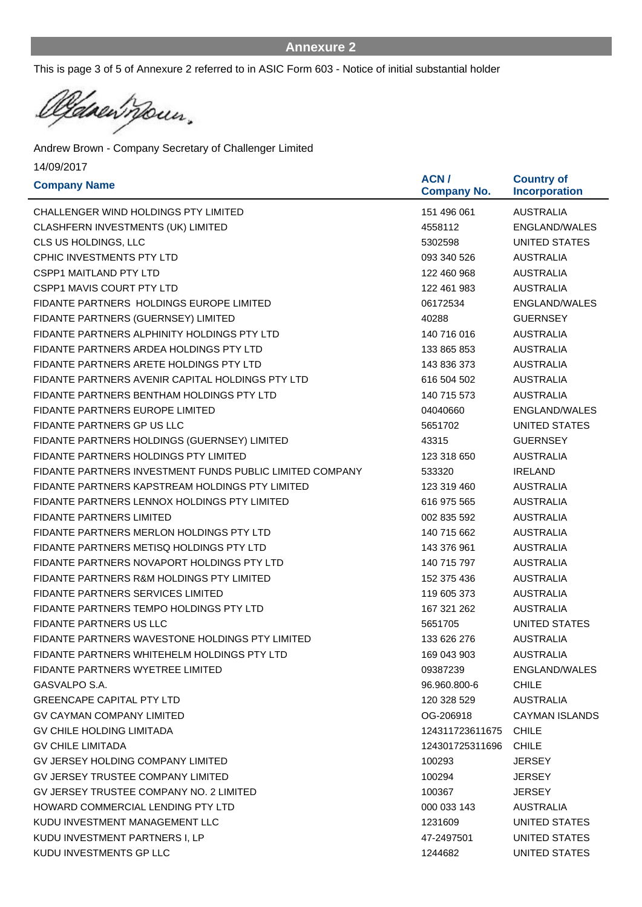# Annexure 2

This is page 3 of 5 of Annexure 2 referred to in ASIC Form 603 - Notice of initial substantial holder

Andrew Brown - Company Secretary of Challenger Limited

14/09/2017

| Company Name | ACN / Company No. | Country of Incorporation |
|---|---|---|
| CHALLENGER WIND HOLDINGS PTY LIMITED | 151 496 061 | AUSTRALIA |
| CLASHFERN INVESTMENTS (UK) LIMITED | 4558112 | ENGLAND/WALES |
| CLS US HOLDINGS, LLC | 5302598 | UNITED STATES |
| CPHIC INVESTMENTS PTY LTD | 093 340 526 | AUSTRALIA |
| CSPP1 MAITLAND PTY LTD | 122 460 968 | AUSTRALIA |
| CSPP1 MAVIS COURT PTY LTD | 122 461 983 | AUSTRALIA |
| FIDANTE PARTNERS HOLDINGS EUROPE LIMITED | 06172534 | ENGLAND/WALES |
| FIDANTE PARTNERS (GUERNSEY) LIMITED | 40288 | GUERNSEY |
| FIDANTE PARTNERS ALPHINITY HOLDINGS PTY LTD | 140 716 016 | AUSTRALIA |
| FIDANTE PARTNERS ARDEA HOLDINGS PTY LTD | 133 865 853 | AUSTRALIA |
| FIDANTE PARTNERS ARETE HOLDINGS PTY LTD | 143 836 373 | AUSTRALIA |
| FIDANTE PARTNERS AVENIR CAPITAL HOLDINGS PTY LTD | 616 504 502 | AUSTRALIA |
| FIDANTE PARTNERS BENTHAM HOLDINGS PTY LTD | 140 715 573 | AUSTRALIA |
| FIDANTE PARTNERS EUROPE LIMITED | 04040660 | ENGLAND/WALES |
| FIDANTE PARTNERS GP US LLC | 5651702 | UNITED STATES |
| FIDANTE PARTNERS HOLDINGS (GUERNSEY) LIMITED | 43315 | GUERNSEY |
| FIDANTE PARTNERS HOLDINGS PTY LIMITED | 123 318 650 | AUSTRALIA |
| FIDANTE PARTNERS INVESTMENT FUNDS PUBLIC LIMITED COMPANY | 533320 | IRELAND |
| FIDANTE PARTNERS KAPSTREAM HOLDINGS PTY LIMITED | 123 319 460 | AUSTRALIA |
| FIDANTE PARTNERS LENNOX HOLDINGS PTY LIMITED | 616 975 565 | AUSTRALIA |
| FIDANTE PARTNERS LIMITED | 002 835 592 | AUSTRALIA |
| FIDANTE PARTNERS MERLON HOLDINGS PTY LTD | 140 715 662 | AUSTRALIA |
| FIDANTE PARTNERS METISQ HOLDINGS PTY LTD | 143 376 961 | AUSTRALIA |
| FIDANTE PARTNERS NOVAPORT HOLDINGS PTY LTD | 140 715 797 | AUSTRALIA |
| FIDANTE PARTNERS R&M HOLDINGS PTY LIMITED | 152 375 436 | AUSTRALIA |
| FIDANTE PARTNERS SERVICES LIMITED | 119 605 373 | AUSTRALIA |
| FIDANTE PARTNERS TEMPO HOLDINGS PTY LTD | 167 321 262 | AUSTRALIA |
| FIDANTE PARTNERS US LLC | 5651705 | UNITED STATES |
| FIDANTE PARTNERS WAVESTONE HOLDINGS PTY LIMITED | 133 626 276 | AUSTRALIA |
| FIDANTE PARTNERS WHITEHELM HOLDINGS PTY LTD | 169 043 903 | AUSTRALIA |
| FIDANTE PARTNERS WYETREE LIMITED | 09387239 | ENGLAND/WALES |
| GASVALPO S.A. | 96.960.800-6 | CHILE |
| GREENCAPE CAPITAL PTY LTD | 120 328 529 | AUSTRALIA |
| GV CAYMAN COMPANY LIMITED | OG-206918 | CAYMAN ISLANDS |
| GV CHILE HOLDING LIMITADA | 124311723611675 | CHILE |
| GV CHILE LIMITADA | 124301725311696 | CHILE |
| GV JERSEY HOLDING COMPANY LIMITED | 100293 | JERSEY |
| GV JERSEY TRUSTEE COMPANY LIMITED | 100294 | JERSEY |
| GV JERSEY TRUSTEE COMPANY NO. 2 LIMITED | 100367 | JERSEY |
| HOWARD COMMERCIAL LENDING PTY LTD | 000 033 143 | AUSTRALIA |
| KUDU INVESTMENT MANAGEMENT LLC | 1231609 | UNITED STATES |
| KUDU INVESTMENT PARTNERS I, LP | 47-2497501 | UNITED STATES |
| KUDU INVESTMENTS GP LLC | 1244682 | UNITED STATES |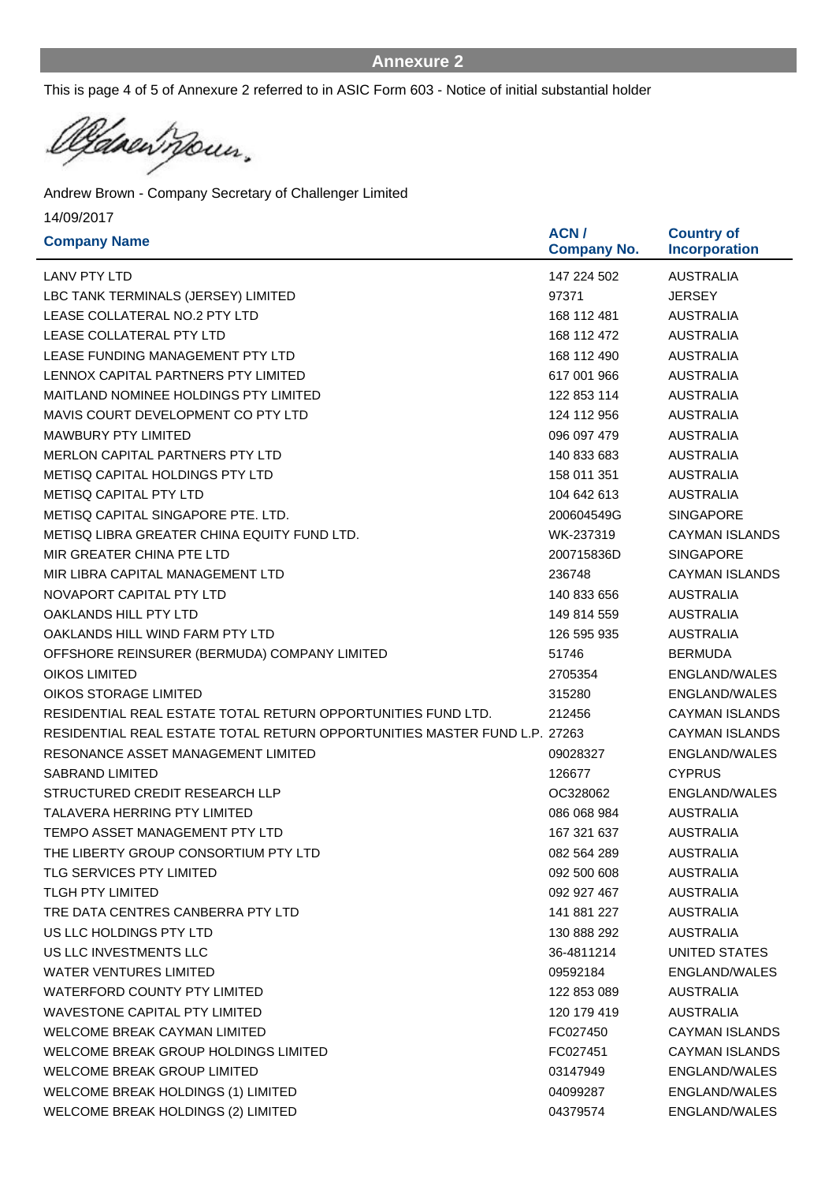## Annexure 2

This is page 4 of 5 of Annexure 2 referred to in ASIC Form 603 - Notice of initial substantial holder

Andrew Brown - Company Secretary of Challenger Limited

14/09/2017

| Company Name | ACN / Company No. | Country of Incorporation |
|---|---|---|
| LANV PTY LTD | 147 224 502 | AUSTRALIA |
| LBC TANK TERMINALS (JERSEY) LIMITED | 97371 | JERSEY |
| LEASE COLLATERAL NO.2 PTY LTD | 168 112 481 | AUSTRALIA |
| LEASE COLLATERAL PTY LTD | 168 112 472 | AUSTRALIA |
| LEASE FUNDING MANAGEMENT PTY LTD | 168 112 490 | AUSTRALIA |
| LENNOX CAPITAL PARTNERS PTY LIMITED | 617 001 966 | AUSTRALIA |
| MAITLAND NOMINEE HOLDINGS PTY LIMITED | 122 853 114 | AUSTRALIA |
| MAVIS COURT DEVELOPMENT CO PTY LTD | 124 112 956 | AUSTRALIA |
| MAWBURY PTY LIMITED | 096 097 479 | AUSTRALIA |
| MERLON CAPITAL PARTNERS PTY LTD | 140 833 683 | AUSTRALIA |
| METISQ CAPITAL HOLDINGS PTY LTD | 158 011 351 | AUSTRALIA |
| METISQ CAPITAL PTY LTD | 104 642 613 | AUSTRALIA |
| METISQ CAPITAL SINGAPORE PTE. LTD. | 200604549G | SINGAPORE |
| METISQ LIBRA GREATER CHINA EQUITY FUND LTD. | WK-237319 | CAYMAN ISLANDS |
| MIR GREATER CHINA PTE LTD | 200715836D | SINGAPORE |
| MIR LIBRA CAPITAL MANAGEMENT LTD | 236748 | CAYMAN ISLANDS |
| NOVAPORT CAPITAL PTY LTD | 140 833 656 | AUSTRALIA |
| OAKLANDS HILL PTY LTD | 149 814 559 | AUSTRALIA |
| OAKLANDS HILL WIND FARM PTY LTD | 126 595 935 | AUSTRALIA |
| OFFSHORE REINSURER (BERMUDA) COMPANY LIMITED | 51746 | BERMUDA |
| OIKOS LIMITED | 2705354 | ENGLAND/WALES |
| OIKOS STORAGE LIMITED | 315280 | ENGLAND/WALES |
| RESIDENTIAL REAL ESTATE TOTAL RETURN OPPORTUNITIES FUND LTD. | 212456 | CAYMAN ISLANDS |
| RESIDENTIAL REAL ESTATE TOTAL RETURN OPPORTUNITIES MASTER FUND L.P. | 27263 | CAYMAN ISLANDS |
| RESONANCE ASSET MANAGEMENT LIMITED | 09028327 | ENGLAND/WALES |
| SABRAND LIMITED | 126677 | CYPRUS |
| STRUCTURED CREDIT RESEARCH LLP | OC328062 | ENGLAND/WALES |
| TALAVERA HERRING PTY LIMITED | 086 068 984 | AUSTRALIA |
| TEMPO ASSET MANAGEMENT PTY LTD | 167 321 637 | AUSTRALIA |
| THE LIBERTY GROUP CONSORTIUM PTY LTD | 082 564 289 | AUSTRALIA |
| TLG SERVICES PTY LIMITED | 092 500 608 | AUSTRALIA |
| TLGH PTY LIMITED | 092 927 467 | AUSTRALIA |
| TRE DATA CENTRES CANBERRA PTY LTD | 141 881 227 | AUSTRALIA |
| US LLC HOLDINGS PTY LTD | 130 888 292 | AUSTRALIA |
| US LLC INVESTMENTS LLC | 36-4811214 | UNITED STATES |
| WATER VENTURES LIMITED | 09592184 | ENGLAND/WALES |
| WATERFORD COUNTY PTY LIMITED | 122 853 089 | AUSTRALIA |
| WAVESTONE CAPITAL PTY LIMITED | 120 179 419 | AUSTRALIA |
| WELCOME BREAK CAYMAN LIMITED | FC027450 | CAYMAN ISLANDS |
| WELCOME BREAK GROUP HOLDINGS LIMITED | FC027451 | CAYMAN ISLANDS |
| WELCOME BREAK GROUP LIMITED | 03147949 | ENGLAND/WALES |
| WELCOME BREAK HOLDINGS (1) LIMITED | 04099287 | ENGLAND/WALES |
| WELCOME BREAK HOLDINGS (2) LIMITED | 04379574 | ENGLAND/WALES |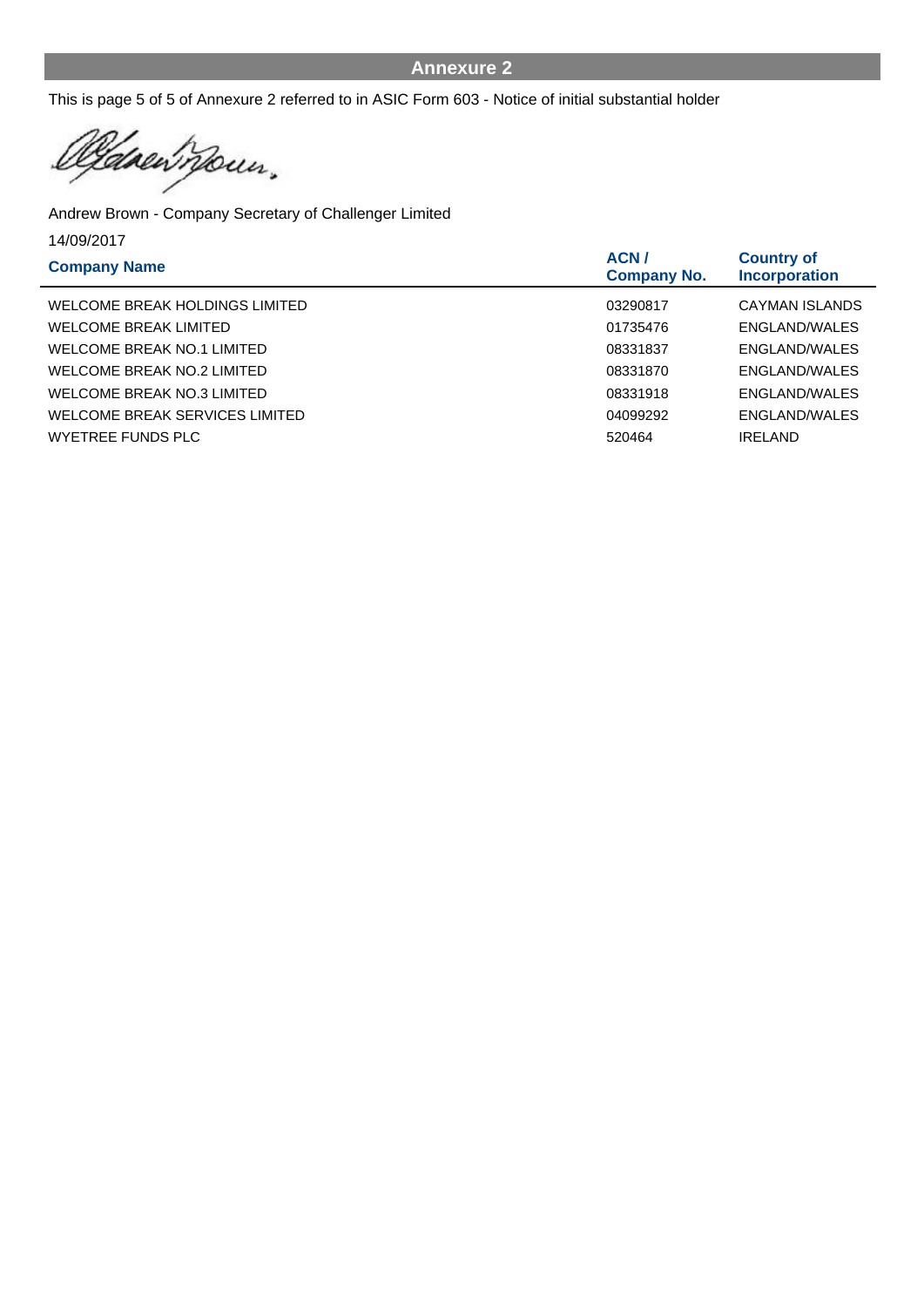## Annexure 2

This is page 5 of 5 of Annexure 2 referred to in ASIC Form 603 - Notice of initial substantial holder

Andrew Brown - Company Secretary of Challenger Limited

14/09/2017

| Company Name | ACN / Company No. | Country of Incorporation |
|---|---|---|
| WELCOME BREAK HOLDINGS LIMITED | 03290817 | CAYMAN ISLANDS |
| WELCOME BREAK LIMITED | 01735476 | ENGLAND/WALES |
| WELCOME BREAK NO.1 LIMITED | 08331837 | ENGLAND/WALES |
| WELCOME BREAK NO.2 LIMITED | 08331870 | ENGLAND/WALES |
| WELCOME BREAK NO.3 LIMITED | 08331918 | ENGLAND/WALES |
| WELCOME BREAK SERVICES LIMITED | 04099292 | ENGLAND/WALES |
| WYETREE FUNDS PLC | 520464 | IRELAND |